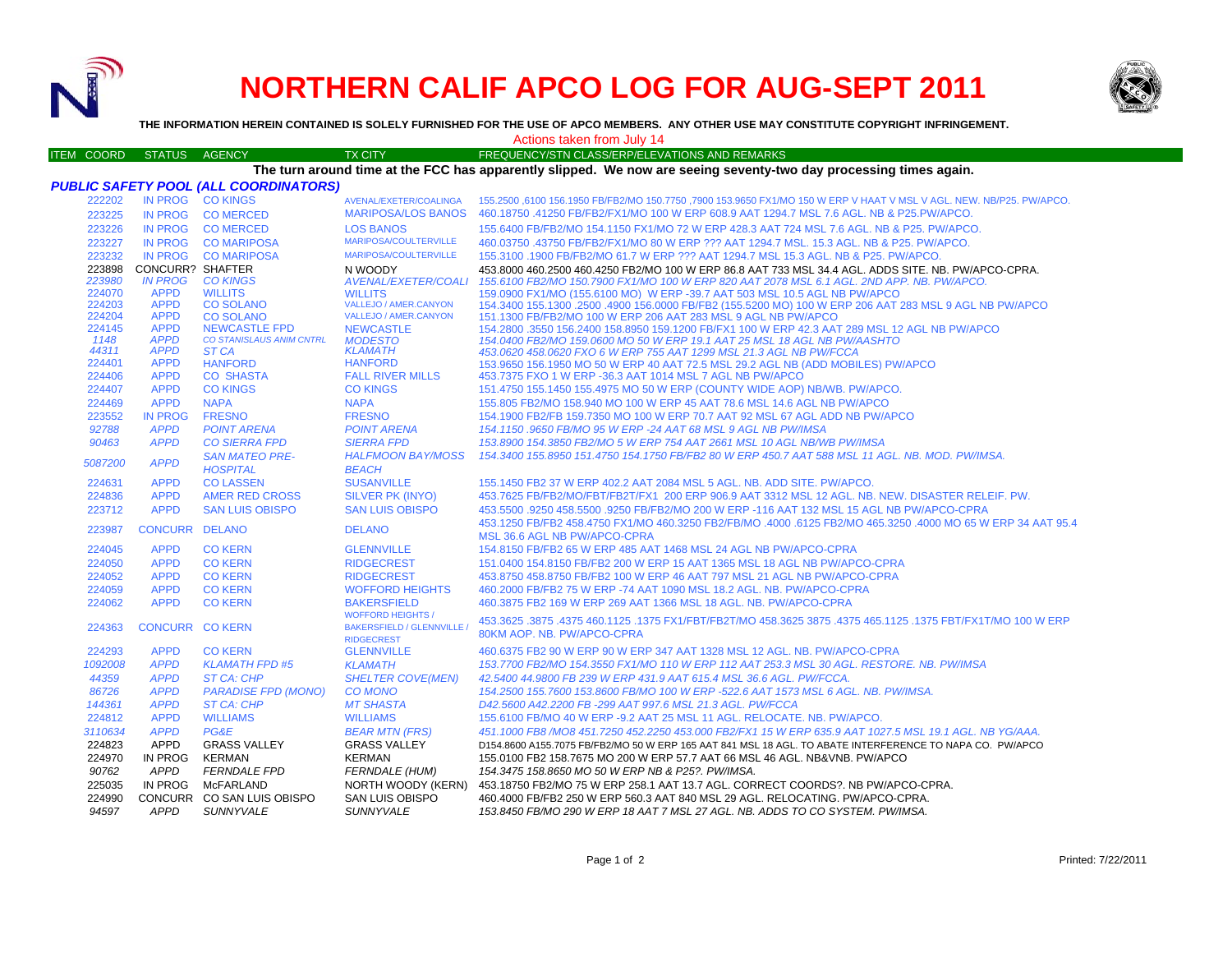# NORTHERN CALIF APCO LOG FOR AUG-SEPT 2011

**THE INFORMATION HEREIN CONTAINED IS SOLELY FURNISHED FOR THE USE OF APCO MEMBERS. ANY OTHER USE MAY CONSTITUTE COPYRIGHT INFRINGEMENT.**

Actions taken from July 14

**The turn around time at the FCC has apparently slipped. We now are seeing seventy-two day processing times again.**

## *PUBLIC SAFETY POOL (ALL COORDINATORS)*

| ITEM COORD | STATUS | AGENCY | TX CITY | FREQUENCY/STN CLASS/ERP/ELEVATIONS AND REMARKS |
|---|---|---|---|---|
| 222202 | IN PROG | CO KINGS | AVENAL/EXETER/COALINGA | 155.2500 ,6100 156.1950 FB/FB2/MO 150.7750 ,7900 153.9650 FX1/MO 150 W ERP V HAAT V MSL V AGL. NEW. NB/P25. PW/APCO. |
| 223225 | IN PROG | CO MERCED | MARIPOSA/LOS BANOS | 460.18750 .41250 FB/FB2/FX1/MO 100 W ERP 608.9 AAT 1294.7 MSL 7.6 AGL. NB & P25.PW/APCO. |
| 223226 | IN PROG | CO MERCED | LOS BANOS | 155.6400 FB/FB2/MO 154.1150 FX1/MO 72 W ERP 428.3 AAT 724 MSL 7.6 AGL. NB & P25. PW/APCO. |
| 223227 | IN PROG | CO MARIPOSA | MARIPOSA/COULTERVILLE | 460.03750 .43750 FB/FB2/FX1/MO 80 W ERP ??? AAT 1294.7 MSL. 15.3 AGL. NB & P25. PW/APCO. |
| 223232 | IN PROG | CO MARIPOSA | MARIPOSA/COULTERVILLE | 155.3100 .1900 FB/FB2/MO 61.7 W ERP ??? AAT 1294.7 MSL 15.3 AGL. NB & P25. PW/APCO. |
| 223898 | CONCURR? | SHAFTER | N WOODY | 453.8000 460.2500 460.4250 FB2/MO 100 W ERP 86.8 AAT 733 MSL 34.4 AGL. ADDS SITE. NB. PW/APCO-CPRA. |
| *223980* | *IN PROG* | *CO KINGS* | *AVENAL/EXETER/COALI* | *155.6100 FB2/MO 150.7900 FX1/MO 100 W ERP 820 AAT 2078 MSL 6.1 AGL. 2ND APP. NB. PW/APCO.* |
| 224070 | APPD | WILLITS | WILLITS | 159.0900 FX1/MO (155.6100 MO) W ERP -39.7 AAT 503 MSL 10.5 AGL NB PW/APCO |
| 224203 | APPD | CO SOLANO | VALLEJO / AMER.CANYON | 154.3400 155.1300 .2500 .4900 156.0000 FB/FB2 (155.5200 MO) 100 W ERP 206 AAT 283 MSL 9 AGL NB PW/APCO |
| 224204 | APPD | CO SOLANO | VALLEJO / AMER.CANYON | 151.1300 FB/FB2/MO 100 W ERP 206 AAT 283 MSL 9 AGL NB PW/APCO |
| 224145 | APPD | NEWCASTLE FPD | NEWCASTLE | 154.2800 .3550 156.2400 158.8950 159.1200 FB/FX1 100 W ERP 42.3 AAT 289 MSL 12 AGL NB PW/APCO |
| *1148* | *APPD* | *CO STANISLAUS ANIM CNTRL* | *MODESTO* | *154.0400 FB2/MO 159.0600 MO 50 W ERP 19.1 AAT 25 MSL 18 AGL NB PW/AASHTO* |
| *44311* | *APPD* | *ST CA* | *KLAMATH* | *453.0620 458.0620 FXO 6 W ERP 755 AAT 1299 MSL 21.3 AGL NB PW/FCCA* |
| 224401 | APPD | HANFORD | HANFORD | 153.9650 156.1950 MO 50 W ERP 40 AAT 72.5 MSL 29.2 AGL NB (ADD MOBILES) PW/APCO |
| 224406 | APPD | CO SHASTA | FALL RIVER MILLS | 453.7375 FXO 1 W ERP -36.3 AAT 1014 MSL 7 AGL NB PW/APCO |
| 224407 | APPD | CO KINGS | CO KINGS | 151.4750 155.1450 155.4975 MO 50 W ERP (COUNTY WIDE AOP) NB/WB. PW/APCO. |
| 224469 | APPD | NAPA | NAPA | 155.805 FB2/MO 158.940 MO 100 W ERP 45 AAT 78.6 MSL 14.6 AGL NB PW/APCO |
| 223552 | IN PROG | FRESNO | FRESNO | 154.1900 FB2/FB 159.7350 MO 100 W ERP 70.7 AAT 92 MSL 67 AGL ADD NB PW/APCO |
| *92788* | *APPD* | *POINT ARENA* | *POINT ARENA* | *154.1150 .9650 FB/MO 95 W ERP -24 AAT 68 MSL 9 AGL NB PW/IMSA* |
| *90463* | *APPD* | *CO SIERRA FPD* | *SIERRA FPD* | *153.8900 154.3850 FB2/MO 5 W ERP 754 AAT 2661 MSL 10 AGL NB/WB PW/IMSA* |
| *5087200* | *APPD* | *SAN MATEO PRE-HOSPITAL* | *HALFMOON BAY/MOSS BEACH* | *154.3400 155.8950 151.4750 154.1750 FB/FB2 80 W ERP 450.7 AAT 588 MSL 11 AGL. NB. MOD. PW/IMSA.* |
| 224631 | APPD | CO LASSEN | SUSANVILLE | 155.1450 FB2 37 W ERP 402.2 AAT 2084 MSL 5 AGL. NB. ADD SITE. PW/APCO. |
| 224836 | APPD | AMER RED CROSS | SILVER PK (INYO) | 453.7625 FB/FB2/MO/FBT/FB2T/FX1 200 ERP 906.9 AAT 3312 MSL 12 AGL. NB. NEW. DISASTER RELEIF. PW. |
| 223712 | APPD | SAN LUIS OBISPO | SAN LUIS OBISPO | 453.5500 .9250 458.5500 .9250 FB/FB2/MO 200 W ERP -116 AAT 132 MSL 15 AGL NB PW/APCO-CPRA |
| 223987 | CONCURR | DELANO | DELANO | 453.1250 FB/FB2 458.4750 FX1/MO 460.3250 FB2/FB/MO .4000 .6125 FB2/MO 465.3250 .4000 MO 65 W ERP 34 AAT 95.4 MSL 36.6 AGL NB PW/APCO-CPRA |
| 224045 | APPD | CO KERN | GLENNVILLE | 154.8150 FB/FB2 65 W ERP 485 AAT 1468 MSL 24 AGL NB PW/APCO-CPRA |
| 224050 | APPD | CO KERN | RIDGECREST | 151.0400 154.8150 FB/FB2 200 W ERP 15 AAT 1365 MSL 18 AGL NB PW/APCO-CPRA |
| 224052 | APPD | CO KERN | RIDGECREST | 453.8750 458.8750 FB/FB2 100 W ERP 46 AAT 797 MSL 21 AGL NB PW/APCO-CPRA |
| 224059 | APPD | CO KERN | WOFFORD HEIGHTS | 460.2000 FB/FB2 75 W ERP -74 AAT 1090 MSL 18.2 AGL. NB. PW/APCO-CPRA |
| 224062 | APPD | CO KERN | BAKERSFIELD | 460.3875 FB2 169 W ERP 269 AAT 1366 MSL 18 AGL. NB. PW/APCO-CPRA |
| 224363 | CONCURR | CO KERN | WOFFORD HEIGHTS / BAKERSFIELD / GLENNVILLE / RIDGECREST | 453.3625 .3875 .4375 460.1125 .1375 FX1/FBT/FB2T/MO 458.3625 3875 .4375 465.1125 .1375 FBT/FX1T/MO 100 W ERP 80KM AOP. NB. PW/APCO-CPRA |
| 224293 | APPD | CO KERN | GLENNVILLE | 460.6375 FB2 90 W ERP 90 W ERP 347 AAT 1328 MSL 12 AGL. NB. PW/APCO-CPRA |
| *1092008* | *APPD* | *KLAMATH FPD #5* | *KLAMATH* | *153.7700 FB2/MO 154.3550 FX1/MO 110 W ERP 112 AAT 253.3 MSL 30 AGL. RESTORE. NB. PW/IMSA* |
| *44359* | *APPD* | *ST CA: CHP* | *SHELTER COVE(MEN)* | *42.5400 44.9800 FB 239 W ERP 431.9 AAT 615.4 MSL 36.6 AGL. PW/FCCA.* |
| *86726* | *APPD* | *PARADISE FPD (MONO)* | *CO MONO* | *154.2500 155.7600 153.8600 FB/MO 100 W ERP -522.6 AAT 1573 MSL 6 AGL. NB. PW/IMSA.* |
| *144361* | *APPD* | *ST CA: CHP* | *MT SHASTA* | *D42.5600 A42.2200 FB -299 AAT 997.6 MSL 21.3 AGL. PW/FCCA* |
| 224812 | APPD | WILLIAMS | WILLIAMS | 155.6100 FB/MO 40 W ERP -9.2 AAT 25 MSL 11 AGL. RELOCATE. NB. PW/APCO. |
| *3110634* | *APPD* | *PG&E* | *BEAR MTN (FRS)* | *451.1000 FB8 /MO8 451.7250 452.2250 453.000 FB2/FX1 15 W ERP 635.9 AAT 1027.5 MSL 19.1 AGL. NB YG/AAA.* |
| 224823 | APPD | GRASS VALLEY | GRASS VALLEY | D154.8600 A155.7075 FB/FB2/MO 50 W ERP 165 AAT 841 MSL 18 AGL. TO ABATE INTERFERENCE TO NAPA CO. PW/APCO |
| 224970 | IN PROG | KERMAN | KERMAN | 155.0100 FB2 158.7675 MO 200 W ERP 57.7 AAT 66 MSL 46 AGL. NB&VNB. PW/APCO |
| *90762* | *APPD* | *FERNDALE FPD* | *FERNDALE (HUM)* | *154.3475 158.8650 MO 50 W ERP NB & P25?. PW/IMSA.* |
| 225035 | IN PROG | McFARLAND | NORTH WOODY (KERN) | 453.18750 FB2/MO 75 W ERP 258.1 AAT 13.7 AGL. CORRECT COORDS?. NB PW/APCO-CPRA. |
| 224990 | CONCURR | CO SAN LUIS OBISPO | SAN LUIS OBISPO | 460.4000 FB/FB2 250 W ERP 560.3 AAT 840 MSL 29 AGL. RELOCATING. PW/APCO-CPRA. |
| *94597* | *APPD* | *SUNNYVALE* | *SUNNYVALE* | *153.8450 FB/MO 290 W ERP 18 AAT 7 MSL 27 AGL. NB. ADDS TO CO SYSTEM. PW/IMSA.* |

Printed: 7/22/2011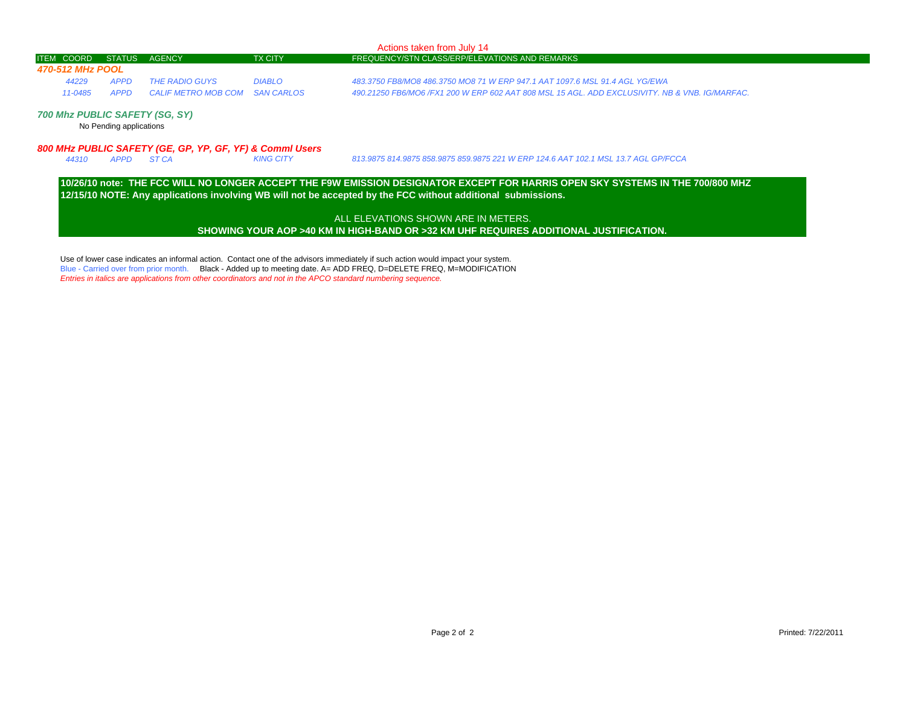Actions taken from July 14

| ITEM | COORD | STATUS | AGENCY | TX CITY | FREQUENCY/STN CLASS/ERP/ELEVATIONS AND REMARKS |
|---|---|---|---|---|---|
| ***470-512 MHz POOL*** | | | | | |
| | *44229* | *APPD* | *THE RADIO GUYS* | *DIABLO* | *483.3750 FB8/MO8 486.3750 MO8 71 W ERP 947.1 AAT 1097.6 MSL 91.4 AGL YG/EWA* |
| | *11-0485* | *APPD* | *CALIF METRO MOB COM* | *SAN CARLOS* | *490.21250 FB6/MO6 /FX1 200 W ERP 602 AAT 808 MSL 15 AGL. ADD EXCLUSIVITY. NB & VNB. IG/MARFAC.* |
| ***700 Mhz PUBLIC SAFETY (SG, SY)*** | | | | | |
| | No Pending applications | | | | |
| ***800 MHz PUBLIC SAFETY (GE, GP, YP, GF, YF) & Comml Users*** | | | | | |
| | *44310* | *APPD* | *ST CA* | *KING CITY* | *813.9875 814.9875 858.9875 859.9875 221 W ERP 124.6 AAT 102.1 MSL 13.7 AGL GP/FCCA* |

**10/26/10 note: THE FCC WILL NO LONGER ACCEPT THE F9W EMISSION DESIGNATOR EXCEPT FOR HARRIS OPEN SKY SYSTEMS IN THE 700/800 MHZ**
**12/15/10 NOTE: Any applications involving WB will not be accepted by the FCC without additional submissions.**

ALL ELEVATIONS SHOWN ARE IN METERS.
**SHOWING YOUR AOP >40 KM IN HIGH-BAND OR >32 KM UHF REQUIRES ADDITIONAL JUSTIFICATION.**

Use of lower case indicates an informal action. Contact one of the advisors immediately if such action would impact your system.
Blue - Carried over from prior month. Black - Added up to meeting date. A= ADD FREQ, D=DELETE FREQ, M=MODIFICATION
*Entries in italics are applications from other coordinators and not in the APCO standard numbering sequence.*

Printed: 7/22/2011